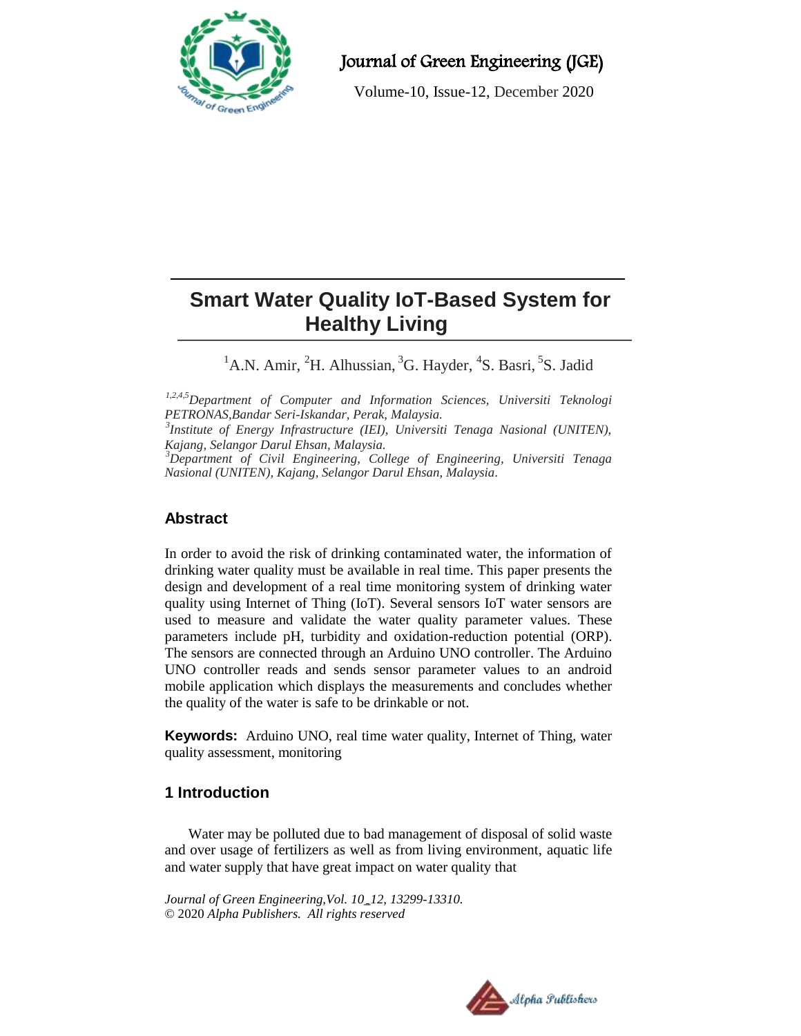# Smart Water Quality IoT-Based System for Healthy Living

[1]A.N. Amir, [2]H. Alhussian, [3]G. Hayder, [4]S. Basri, [5]S. Jadid

*[1,2,4,5]Department of Computer and Information Sciences, Universiti Teknologi PETRONAS,Bandar Seri-Iskandar, Perak, Malaysia.*
*[3]Institute of Energy Infrastructure (IEI), Universiti Tenaga Nasional (UNITEN), Kajang, Selangor Darul Ehsan, Malaysia.*
*[3]Department of Civil Engineering, College of Engineering, Universiti Tenaga Nasional (UNITEN), Kajang, Selangor Darul Ehsan, Malaysia.*

## Abstract

In order to avoid the risk of drinking contaminated water, the information of drinking water quality must be available in real time. This paper presents the design and development of a real time monitoring system of drinking water quality using Internet of Thing (IoT). Several sensors IoT water sensors are used to measure and validate the water quality parameter values. These parameters include pH, turbidity and oxidation-reduction potential (ORP). The sensors are connected through an Arduino UNO controller. The Arduino UNO controller reads and sends sensor parameter values to an android mobile application which displays the measurements and concludes whether the quality of the water is safe to be drinkable or not.

**Keywords:** Arduino UNO, real time water quality, Internet of Thing, water quality assessment, monitoring

## 1 Introduction

Water may be polluted due to bad management of disposal of solid waste and over usage of fertilizers as well as from living environment, aquatic life and water supply that have great impact on water quality that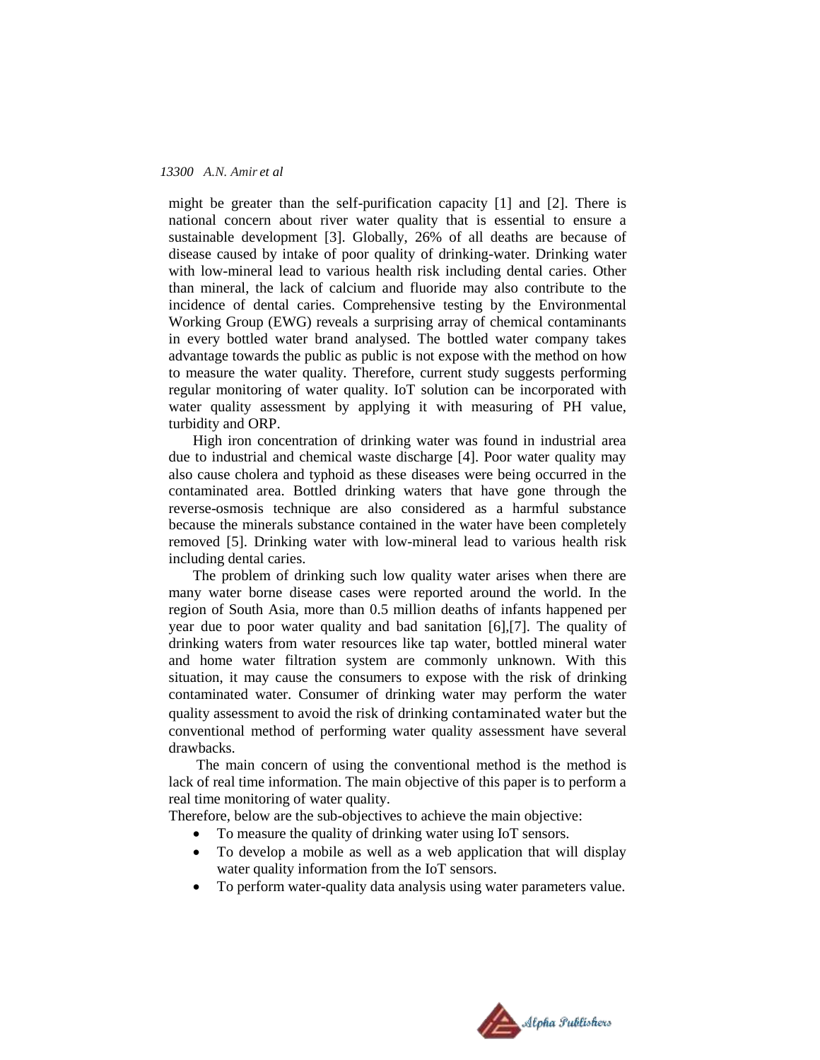might be greater than the self-purification capacity [1] and [2]. There is national concern about river water quality that is essential to ensure a sustainable development [3]. Globally, 26% of all deaths are because of disease caused by intake of poor quality of drinking-water. Drinking water with low-mineral lead to various health risk including dental caries. Other than mineral, the lack of calcium and fluoride may also contribute to the incidence of dental caries. Comprehensive testing by the Environmental Working Group (EWG) reveals a surprising array of chemical contaminants in every bottled water brand analysed. The bottled water company takes advantage towards the public as public is not expose with the method on how to measure the water quality. Therefore, current study suggests performing regular monitoring of water quality. IoT solution can be incorporated with water quality assessment by applying it with measuring of PH value, turbidity and ORP.

High iron concentration of drinking water was found in industrial area due to industrial and chemical waste discharge [4]. Poor water quality may also cause cholera and typhoid as these diseases were being occurred in the contaminated area. Bottled drinking waters that have gone through the reverse-osmosis technique are also considered as a harmful substance because the minerals substance contained in the water have been completely removed [5]. Drinking water with low-mineral lead to various health risk including dental caries.

The problem of drinking such low quality water arises when there are many water borne disease cases were reported around the world. In the region of South Asia, more than 0.5 million deaths of infants happened per year due to poor water quality and bad sanitation [6],[7]. The quality of drinking waters from water resources like tap water, bottled mineral water and home water filtration system are commonly unknown. With this situation, it may cause the consumers to expose with the risk of drinking contaminated water. Consumer of drinking water may perform the water quality assessment to avoid the risk of drinking contaminated water but the conventional method of performing water quality assessment have several drawbacks.

The main concern of using the conventional method is the method is lack of real time information. The main objective of this paper is to perform a real time monitoring of water quality.

Therefore, below are the sub-objectives to achieve the main objective:

- To measure the quality of drinking water using IoT sensors.
- To develop a mobile as well as a web application that will display water quality information from the IoT sensors.
- To perform water-quality data analysis using water parameters value.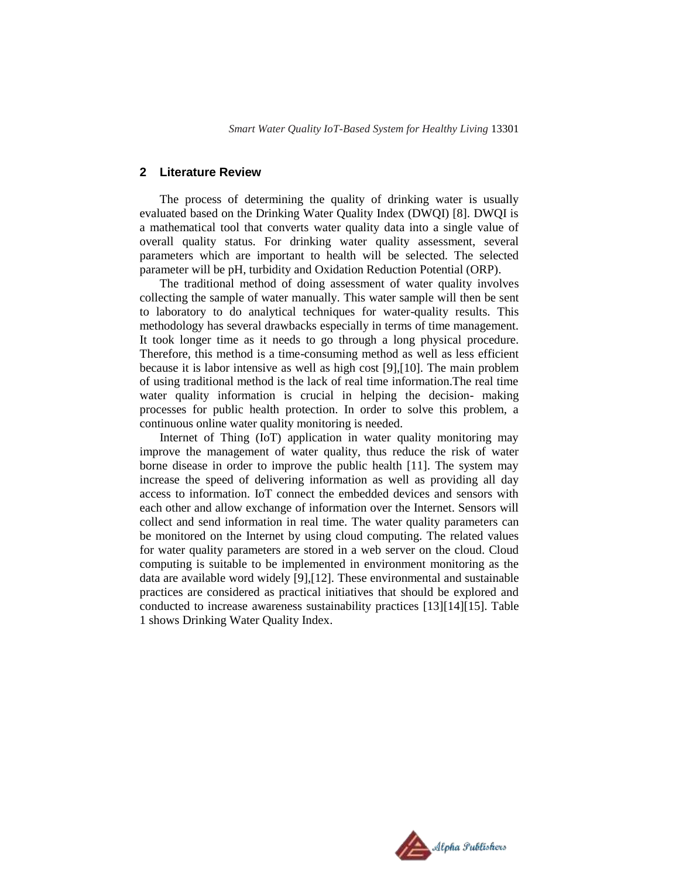## 2 Literature Review

The process of determining the quality of drinking water is usually evaluated based on the Drinking Water Quality Index (DWQI) [8]. DWQI is a mathematical tool that converts water quality data into a single value of overall quality status. For drinking water quality assessment, several parameters which are important to health will be selected. The selected parameter will be pH, turbidity and Oxidation Reduction Potential (ORP).

The traditional method of doing assessment of water quality involves collecting the sample of water manually. This water sample will then be sent to laboratory to do analytical techniques for water-quality results. This methodology has several drawbacks especially in terms of time management. It took longer time as it needs to go through a long physical procedure. Therefore, this method is a time-consuming method as well as less efficient because it is labor intensive as well as high cost [9],[10]. The main problem of using traditional method is the lack of real time information.The real time water quality information is crucial in helping the decision- making processes for public health protection. In order to solve this problem, a continuous online water quality monitoring is needed.

Internet of Thing (IoT) application in water quality monitoring may improve the management of water quality, thus reduce the risk of water borne disease in order to improve the public health [11]. The system may increase the speed of delivering information as well as providing all day access to information. IoT connect the embedded devices and sensors with each other and allow exchange of information over the Internet. Sensors will collect and send information in real time. The water quality parameters can be monitored on the Internet by using cloud computing. The related values for water quality parameters are stored in a web server on the cloud. Cloud computing is suitable to be implemented in environment monitoring as the data are available word widely [9],[12]. These environmental and sustainable practices are considered as practical initiatives that should be explored and conducted to increase awareness sustainability practices [13][14][15]. Table 1 shows Drinking Water Quality Index.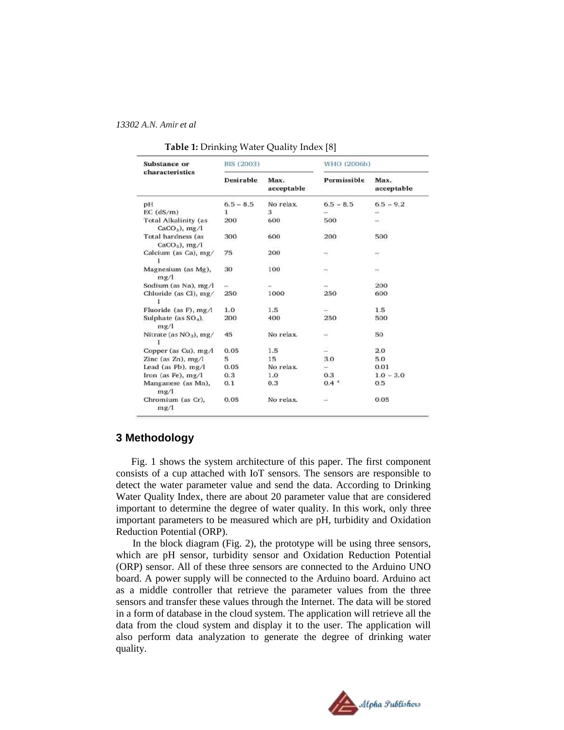**Table 1:** Drinking Water Quality Index [8]

| Substance or characteristics | BIS (2003) | | WHO (2006b) | |
|---|---|---|---|---|
| | Desirable | Max. acceptable | Permissible | Max. acceptable |
| pH | 6.5 – 8.5 | No relax. | 6.5 – 8.5 | 6.5 – 9.2 |
| EC (dS/m) | 1 | 3 | – | – |
| Total Alkalinity (as $CaCO_3$), mg/l | 200 | 600 | 500 | – |
| Total hardness (as $CaCO_3$), mg/l | 300 | 600 | 200 | 500 |
| Calcium (as Ca), mg/l | 75 | 200 | – | – |
| Magnesium (as Mg), mg/l | 30 | 100 | – | – |
| Sodium (as Na), mg/l | – | – | – | 200 |
| Chloride (as Cl), mg/l | 250 | 1000 | 250 | 600 |
| Fluoride (as F), mg/l | 1.0 | 1.5 | – | 1.5 |
| Sulphate (as $SO_4$), mg/l | 200 | 400 | 250 | 500 |
| Nitrate (as $NO_3$), mg/l | 45 | No relax. | – | 50 |
| Copper (as Cu), mg/l | 0.05 | 1.5 | – | 2.0 |
| Zinc (as Zn), mg/l | 5 | 15 | 3.0 | 5.0 |
| Lead (as Pb), mg/l | 0.05 | No relax. | – | 0.01 |
| Iron (as Fe), mg/l | 0.3 | 1.0 | 0.3 | 1.0 – 3.0 |
| Manganese (as Mn), mg/l | 0.1 | 0.3 | 0.4 [a] | 0.5 |
| Chromium (as Cr), mg/l | 0.05 | No relax. | – | 0.05 |

## 3 Methodology

Fig. 1 shows the system architecture of this paper. The first component consists of a cup attached with IoT sensors. The sensors are responsible to detect the water parameter value and send the data. According to Drinking Water Quality Index, there are about 20 parameter value that are considered important to determine the degree of water quality. In this work, only three important parameters to be measured which are pH, turbidity and Oxidation Reduction Potential (ORP).

In the block diagram (Fig. 2), the prototype will be using three sensors, which are pH sensor, turbidity sensor and Oxidation Reduction Potential (ORP) sensor. All of these three sensors are connected to the Arduino UNO board. A power supply will be connected to the Arduino board. Arduino act as a middle controller that retrieve the parameter values from the three sensors and transfer these values through the Internet. The data will be stored in a form of database in the cloud system. The application will retrieve all the data from the cloud system and display it to the user. The application will also perform data analyzation to generate the degree of drinking water quality.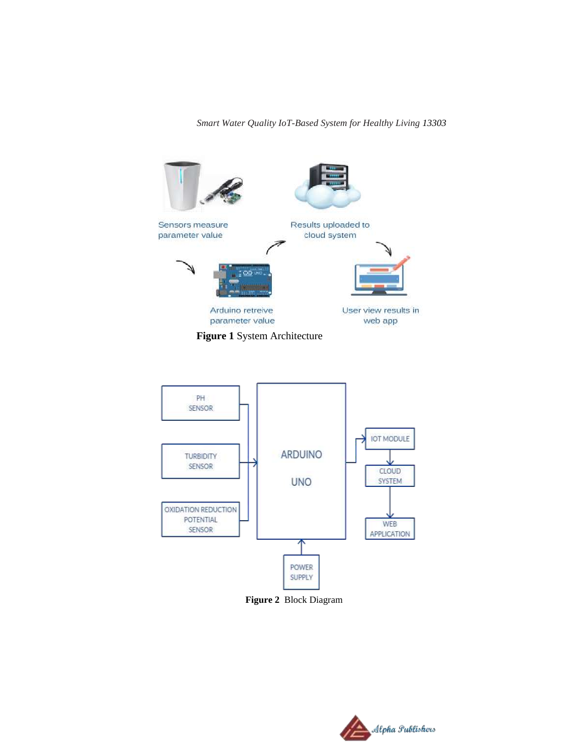**Figure 1** System Architecture

**Figure 2** Block Diagram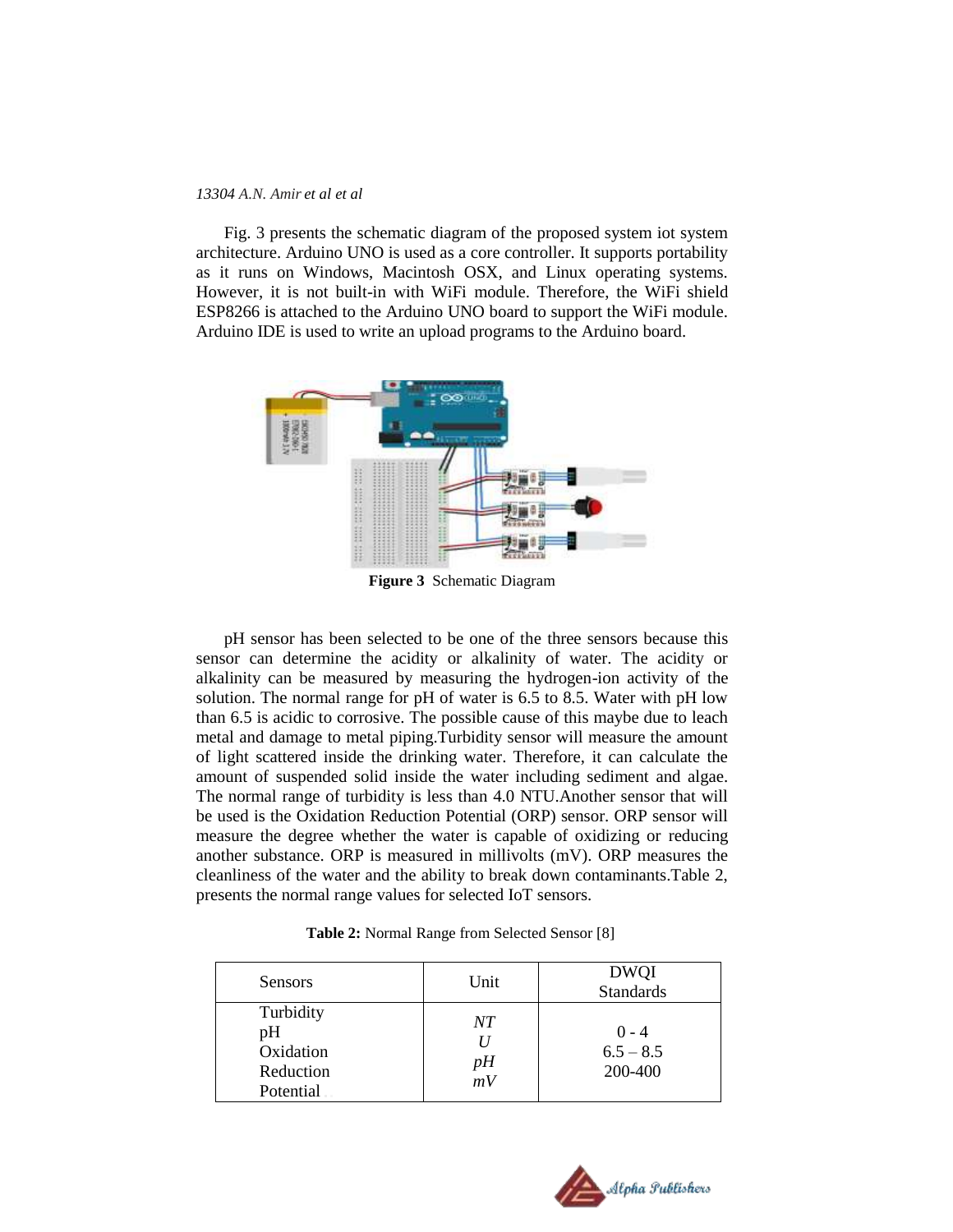Fig. 3 presents the schematic diagram of the proposed system iot system architecture. Arduino UNO is used as a core controller. It supports portability as it runs on Windows, Macintosh OSX, and Linux operating systems. However, it is not built-in with WiFi module. Therefore, the WiFi shield ESP8266 is attached to the Arduino UNO board to support the WiFi module. Arduino IDE is used to write an upload programs to the Arduino board.

**Figure 3** Schematic Diagram

pH sensor has been selected to be one of the three sensors because this sensor can determine the acidity or alkalinity of water. The acidity or alkalinity can be measured by measuring the hydrogen-ion activity of the solution. The normal range for pH of water is 6.5 to 8.5. Water with pH low than 6.5 is acidic to corrosive. The possible cause of this maybe due to leach metal and damage to metal piping.Turbidity sensor will measure the amount of light scattered inside the drinking water. Therefore, it can calculate the amount of suspended solid inside the water including sediment and algae. The normal range of turbidity is less than 4.0 NTU.Another sensor that will be used is the Oxidation Reduction Potential (ORP) sensor. ORP sensor will measure the degree whether the water is capable of oxidizing or reducing another substance. ORP is measured in millivolts (mV). ORP measures the cleanliness of the water and the ability to break down contaminants.Table 2, presents the normal range values for selected IoT sensors.

**Table 2:** Normal Range from Selected Sensor [8]

| Sensors | Unit | DWQI Standards |
|---|---|---|
| Turbidity<br>pH<br>Oxidation Reduction Potential | *NTU*<br>*pH*<br>*mV* | 0 - 4<br>6.5 – 8.5<br>200-400 |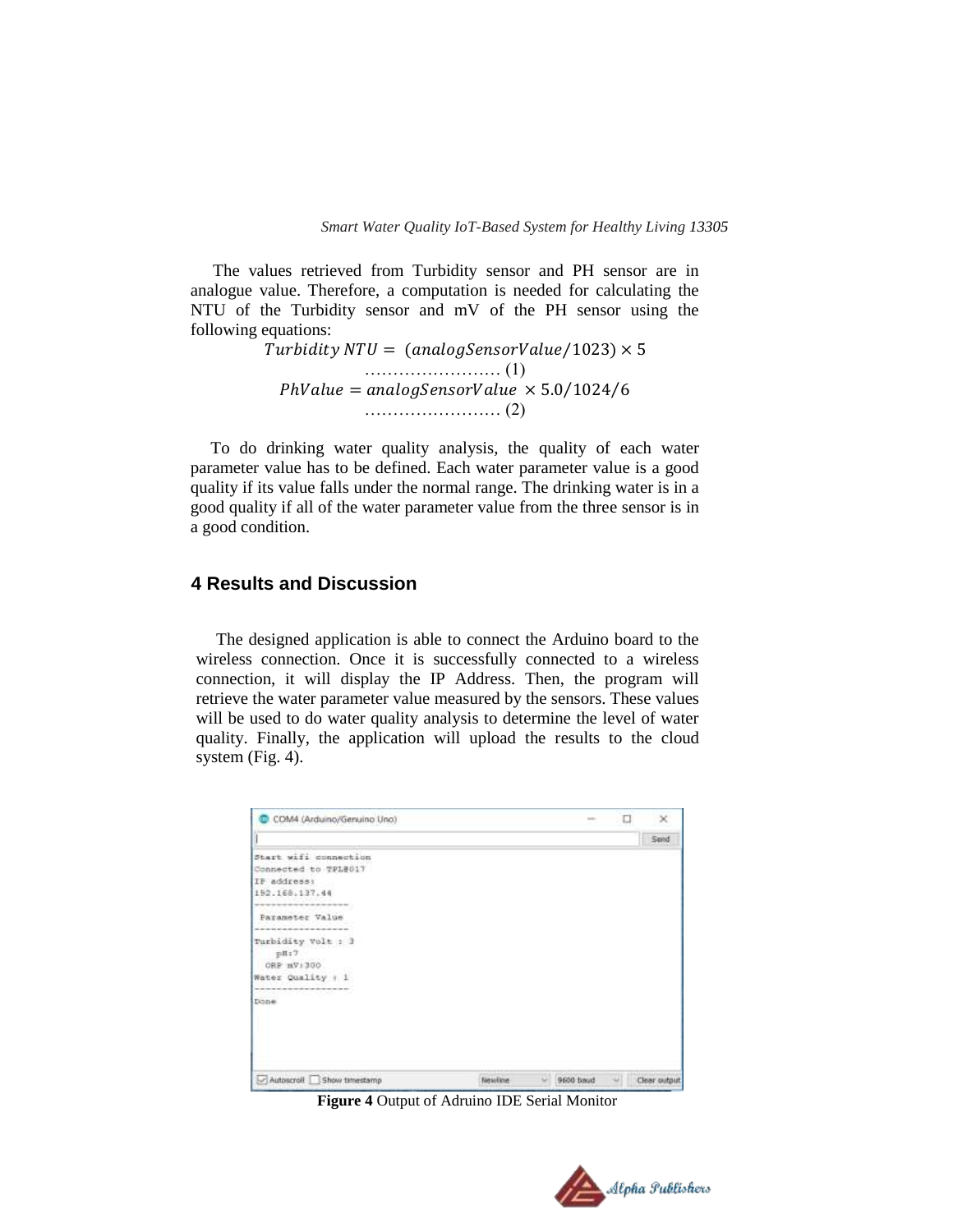The values retrieved from Turbidity sensor and PH sensor are in analogue value. Therefore, a computation is needed for calculating the NTU of the Turbidity sensor and mV of the PH sensor using the following equations:

$$Turbidity\ NTU = (analogSensorValue/1023) \times 5 \quad \text{……………………} (1)$$

$$PhValue = analogSensorValue \times 5.0/1024/6 \quad \text{……………………} (2)$$

To do drinking water quality analysis, the quality of each water parameter value has to be defined. Each water parameter value is a good quality if its value falls under the normal range. The drinking water is in a good quality if all of the water parameter value from the three sensor is in a good condition.

## 4 Results and Discussion

The designed application is able to connect the Arduino board to the wireless connection. Once it is successfully connected to a wireless connection, it will display the IP Address. Then, the program will retrieve the water parameter value measured by the sensors. These values will be used to do water quality analysis to determine the level of water quality. Finally, the application will upload the results to the cloud system (Fig. 4).

```
COM4 (Arduino/Genuino Uno)
Start wifi connection
Connected to TPL8017
IP address:
192.168.137.44
------------------
 Parameter Value
------------------
Turbidity Volt : 3
   pH:7
  ORP mV:300
Water Quality : 1
------------------
Done
```

**Figure 4** Output of Adruino IDE Serial Monitor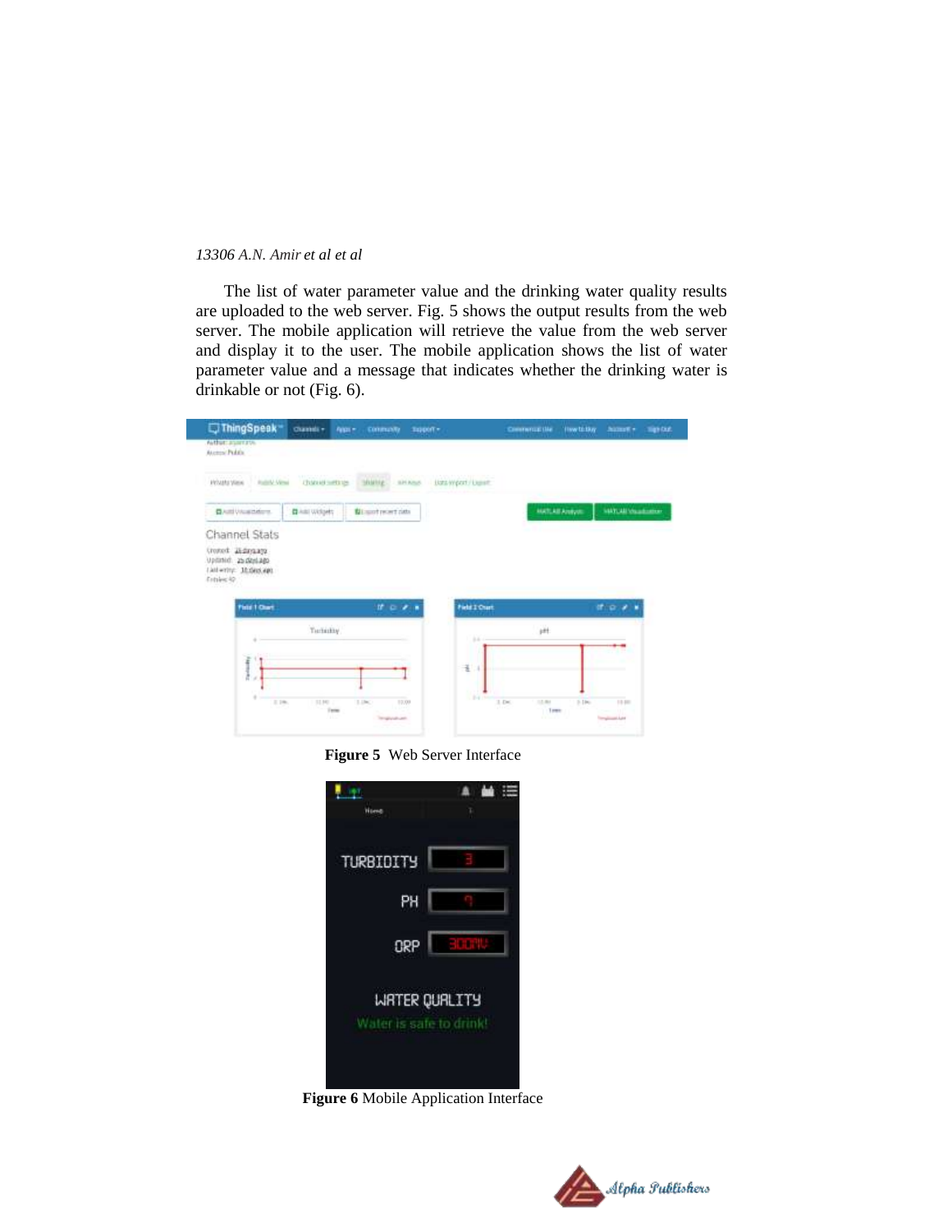The list of water parameter value and the drinking water quality results are uploaded to the web server. Fig. 5 shows the output results from the web server. The mobile application will retrieve the value from the web server and display it to the user. The mobile application shows the list of water parameter value and a message that indicates whether the drinking water is drinkable or not (Fig. 6).

**Figure 5** Web Server Interface

**Figure 6** Mobile Application Interface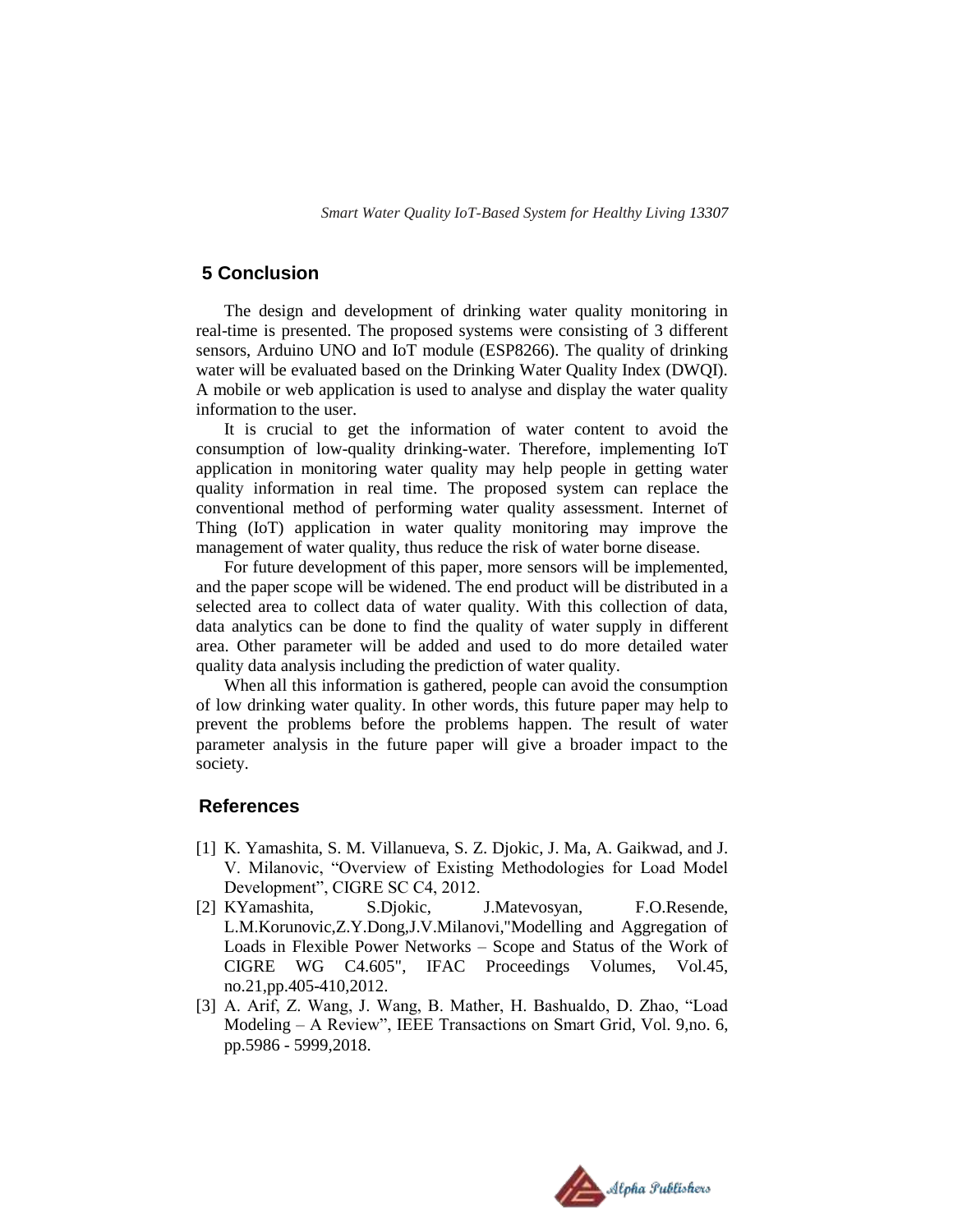## 5 Conclusion

The design and development of drinking water quality monitoring in real-time is presented. The proposed systems were consisting of 3 different sensors, Arduino UNO and IoT module (ESP8266). The quality of drinking water will be evaluated based on the Drinking Water Quality Index (DWQI). A mobile or web application is used to analyse and display the water quality information to the user.

It is crucial to get the information of water content to avoid the consumption of low-quality drinking-water. Therefore, implementing IoT application in monitoring water quality may help people in getting water quality information in real time. The proposed system can replace the conventional method of performing water quality assessment. Internet of Thing (IoT) application in water quality monitoring may improve the management of water quality, thus reduce the risk of water borne disease.

For future development of this paper, more sensors will be implemented, and the paper scope will be widened. The end product will be distributed in a selected area to collect data of water quality. With this collection of data, data analytics can be done to find the quality of water supply in different area. Other parameter will be added and used to do more detailed water quality data analysis including the prediction of water quality.

When all this information is gathered, people can avoid the consumption of low drinking water quality. In other words, this future paper may help to prevent the problems before the problems happen. The result of water parameter analysis in the future paper will give a broader impact to the society.

## References

[1] K. Yamashita, S. M. Villanueva, S. Z. Djokic, J. Ma, A. Gaikwad, and J. V. Milanovic, "Overview of Existing Methodologies for Load Model Development", CIGRE SC C4, 2012.

[2] KYamashita, S.Djokic, J.Matevosyan, F.O.Resende, L.M.Korunovic,Z.Y.Dong,J.V.Milanovi,"Modelling and Aggregation of Loads in Flexible Power Networks – Scope and Status of the Work of CIGRE WG C4.605", IFAC Proceedings Volumes, Vol.45, no.21,pp.405-410,2012.

[3] A. Arif, Z. Wang, J. Wang, B. Mather, H. Bashualdo, D. Zhao, "Load Modeling – A Review", IEEE Transactions on Smart Grid, Vol. 9,no. 6, pp.5986 - 5999,2018.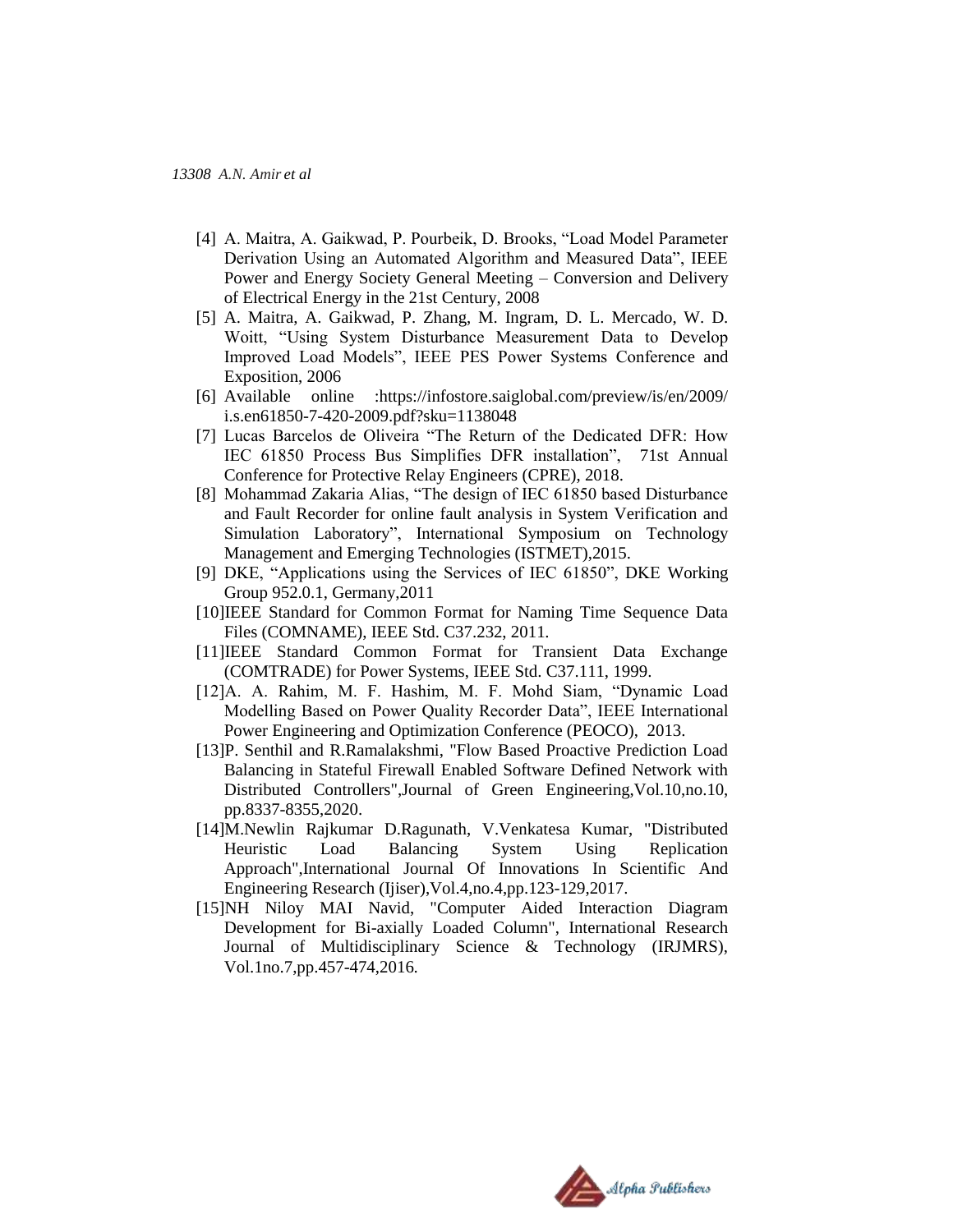[4] A. Maitra, A. Gaikwad, P. Pourbeik, D. Brooks, “Load Model Parameter Derivation Using an Automated Algorithm and Measured Data”, IEEE Power and Energy Society General Meeting – Conversion and Delivery of Electrical Energy in the 21st Century, 2008

[5] A. Maitra, A. Gaikwad, P. Zhang, M. Ingram, D. L. Mercado, W. D. Woitt, “Using System Disturbance Measurement Data to Develop Improved Load Models”, IEEE PES Power Systems Conference and Exposition, 2006

[6] Available online :https://infostore.saiglobal.com/preview/is/en/2009/i.s.en61850-7-420-2009.pdf?sku=1138048

[7] Lucas Barcelos de Oliveira “The Return of the Dedicated DFR: How IEC 61850 Process Bus Simplifies DFR installation”, 71st Annual Conference for Protective Relay Engineers (CPRE), 2018.

[8] Mohammad Zakaria Alias, “The design of IEC 61850 based Disturbance and Fault Recorder for online fault analysis in System Verification and Simulation Laboratory”, International Symposium on Technology Management and Emerging Technologies (ISTMET),2015.

[9] DKE, “Applications using the Services of IEC 61850”, DKE Working Group 952.0.1, Germany,2011

[10]IEEE Standard for Common Format for Naming Time Sequence Data Files (COMNAME), IEEE Std. C37.232, 2011.

[11]IEEE Standard Common Format for Transient Data Exchange (COMTRADE) for Power Systems, IEEE Std. C37.111, 1999.

[12]A. A. Rahim, M. F. Hashim, M. F. Mohd Siam, “Dynamic Load Modelling Based on Power Quality Recorder Data”, IEEE International Power Engineering and Optimization Conference (PEOCO), 2013.

[13]P. Senthil and R.Ramalakshmi, "Flow Based Proactive Prediction Load Balancing in Stateful Firewall Enabled Software Defined Network with Distributed Controllers",Journal of Green Engineering,Vol.10,no.10, pp.8337-8355,2020.

[14]M.Newlin Rajkumar D.Ragunath, V.Venkatesa Kumar, "Distributed Heuristic Load Balancing System Using Replication Approach",International Journal Of Innovations In Scientific And Engineering Research (Ijiser),Vol.4,no.4,pp.123-129,2017.

[15]NH Niloy MAI Navid, "Computer Aided Interaction Diagram Development for Bi-axially Loaded Column", International Research Journal of Multidisciplinary Science & Technology (IRJMRS), Vol.1no.7,pp.457-474,2016.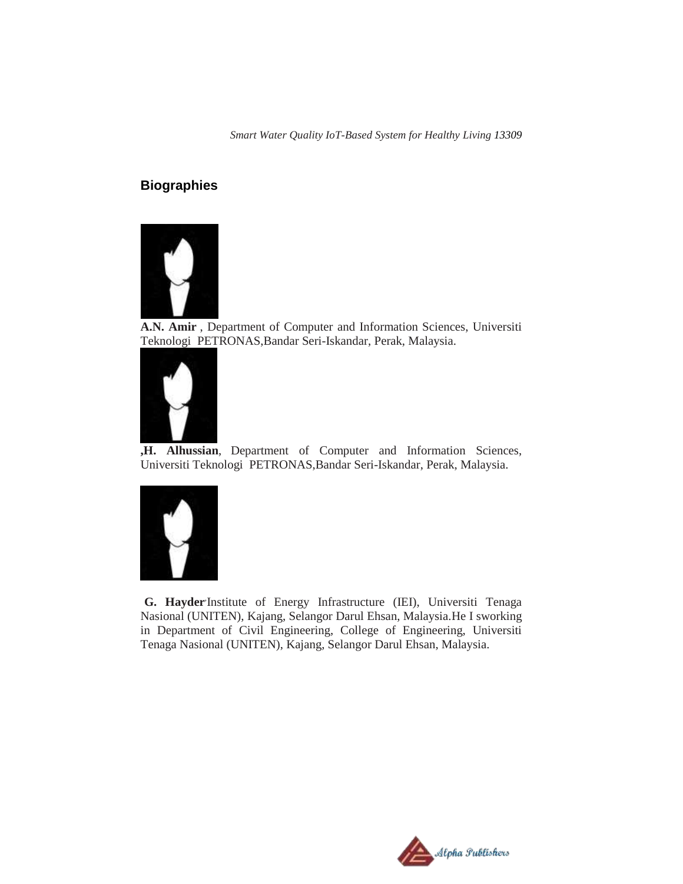## Biographies

**A.N. Amir** , Department of Computer and Information Sciences, Universiti Teknologi PETRONAS,Bandar Seri-Iskandar, Perak, Malaysia.

**,H. Alhussian**, Department of Computer and Information Sciences, Universiti Teknologi PETRONAS,Bandar Seri-Iskandar, Perak, Malaysia.

**G. Hayder**,Institute of Energy Infrastructure (IEI), Universiti Tenaga Nasional (UNITEN), Kajang, Selangor Darul Ehsan, Malaysia.He I sworking in Department of Civil Engineering, College of Engineering, Universiti Tenaga Nasional (UNITEN), Kajang, Selangor Darul Ehsan, Malaysia.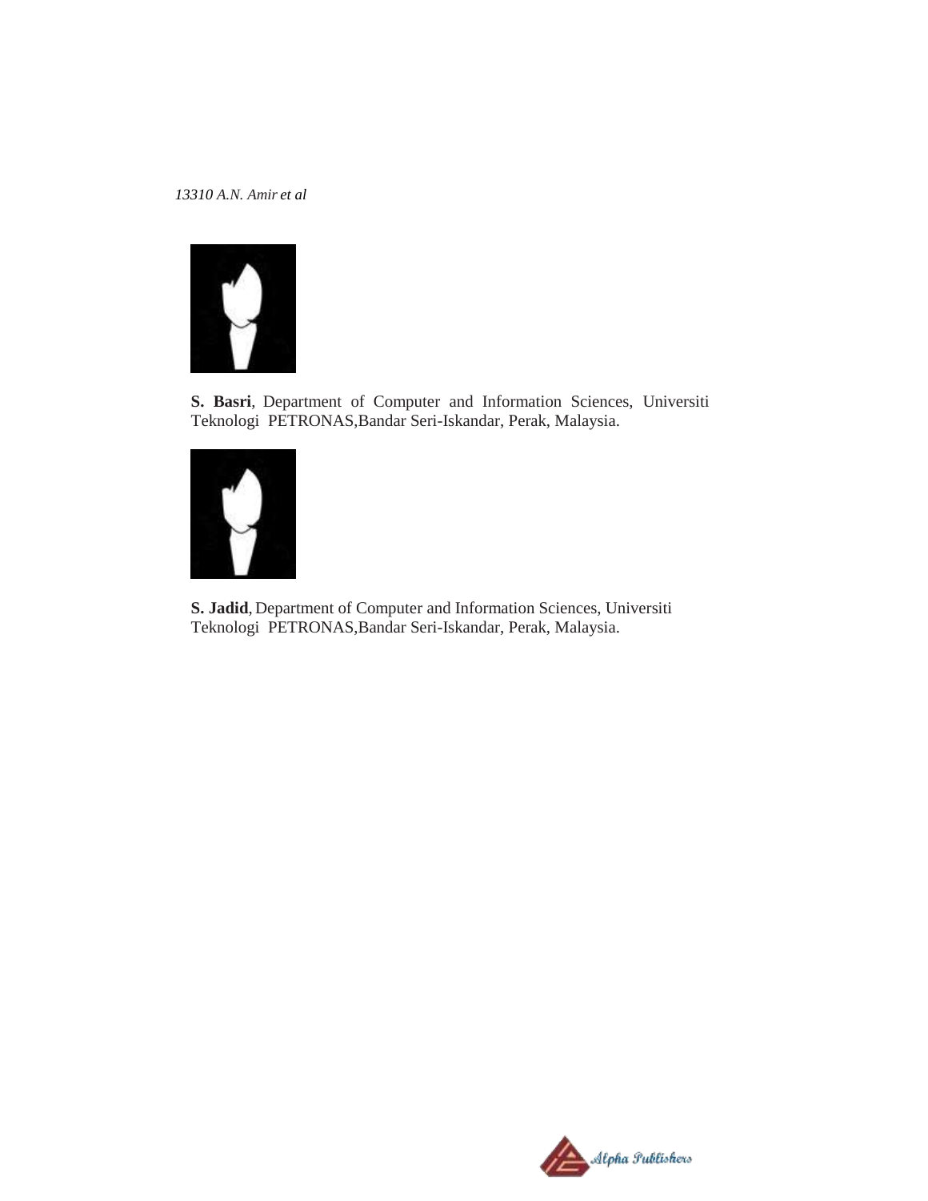**S. Basri**, Department of Computer and Information Sciences, Universiti Teknologi PETRONAS,Bandar Seri-Iskandar, Perak, Malaysia.

**S. Jadid**, Department of Computer and Information Sciences, Universiti Teknologi PETRONAS,Bandar Seri-Iskandar, Perak, Malaysia.